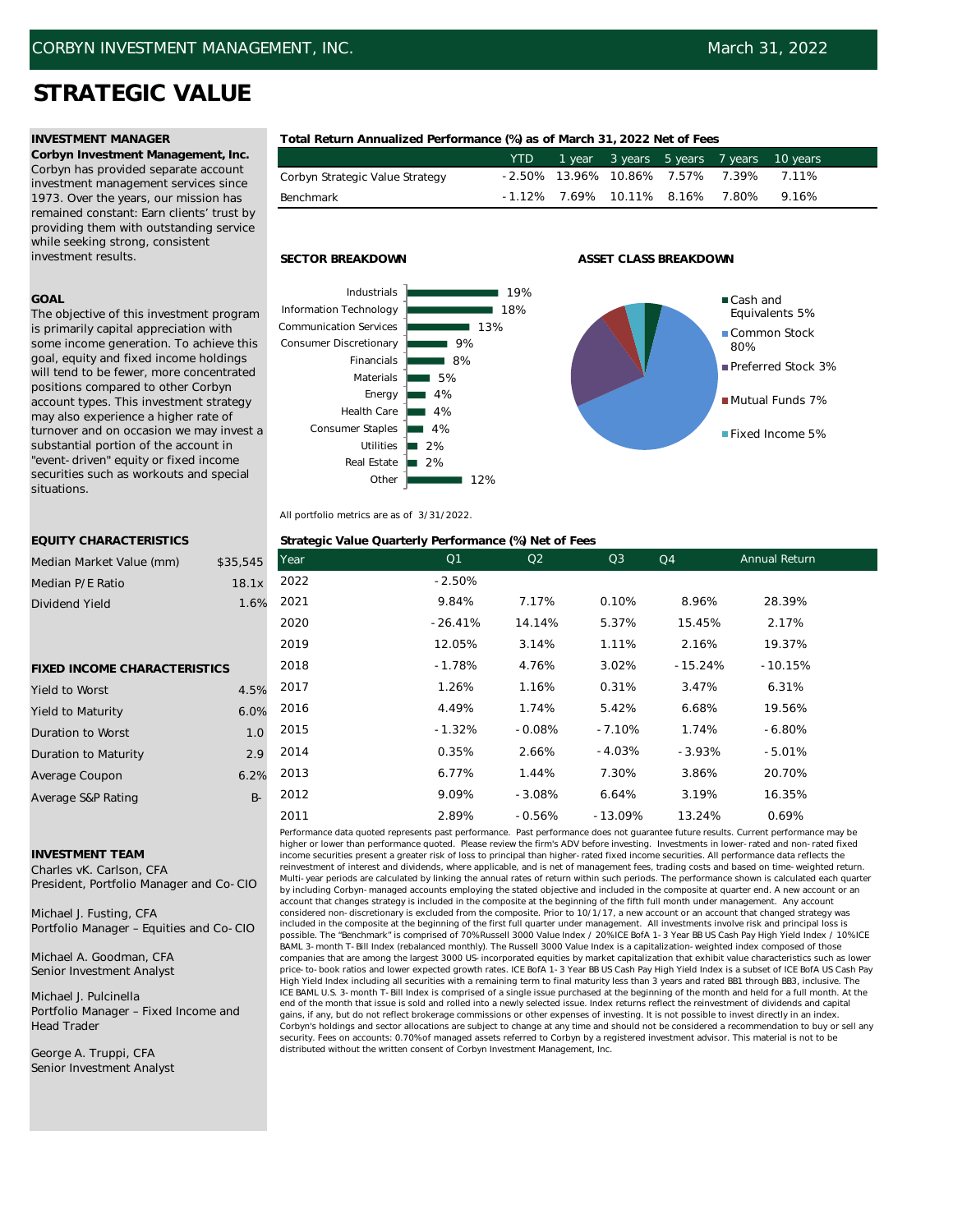CORBYN INVESTMENT MANAGEMENT, INC. — March 31, 2022

# STRATEGIC VALUE

### INVESTMENT MANAGER

**Corbyn Investment Management, Inc.**
Corbyn has provided separate account investment management services since 1973. Over the years, our mission has remained constant: Earn clients' trust by providing them with outstanding service while seeking strong, consistent investment results.

### GOAL

The objective of this investment program is primarily capital appreciation with some income generation. To achieve this goal, equity and fixed income holdings will tend to be fewer, more concentrated positions compared to other Corbyn account types. This investment strategy may also experience a higher rate of turnover and on occasion we may invest a substantial portion of the account in "event-driven" equity or fixed income securities such as workouts and special situations.

### EQUITY CHARACTERISTICS

| | |
|---|---|
| Median Market Value (mm) | $35,545 |
| Median P/E Ratio | 18.1x |
| Dividend Yield | 1.6% |

### FIXED INCOME CHARACTERISTICS

| | |
|---|---|
| Yield to Worst | 4.5% |
| Yield to Maturity | 6.0% |
| Duration to Worst | 1.0 |
| Duration to Maturity | 2.9 |
| Average Coupon | 6.2% |
| Average S&P Rating | B- |

### INVESTMENT TEAM

Charles vK. Carlson, CFA
President, Portfolio Manager and Co-CIO

Michael J. Fusting, CFA
Portfolio Manager – Equities and Co-CIO

Michael A. Goodman, CFA
Senior Investment Analyst

Michael J. Pulcinella
Portfolio Manager – Fixed Income and Head Trader

George A. Truppi, CFA
Senior Investment Analyst

**Total Return Annualized Performance (%) as of March 31, 2022 Net of Fees**

| | YTD | 1 year | 3 years | 5 years | 7 years | 10 years |
|---|---|---|---|---|---|---|
| Corbyn Strategic Value Strategy | -2.50% | 13.96% | 10.86% | 7.57% | 7.39% | 7.11% |
| Benchmark | -1.12% | 7.69% | 10.11% | 8.16% | 7.80% | 9.16% |

**SECTOR BREAKDOWN**

| Sector | % |
|---|---|
| Industrials | 19% |
| Information Technology | 18% |
| Communication Services | 13% |
| Consumer Discretionary | 9% |
| Financials | 8% |
| Materials | 5% |
| Energy | 4% |
| Health Care | 4% |
| Consumer Staples | 4% |
| Utilities | 2% |
| Real Estate | 2% |
| Other | 12% |

**ASSET CLASS BREAKDOWN**

| Asset Class | % |
|---|---|
| Cash and Equivalents | 5% |
| Common Stock | 80% |
| Preferred Stock | 3% |
| Mutual Funds | 7% |
| Fixed Income | 5% |

All portfolio metrics are as of 3/31/2022.

**Strategic Value Quarterly Performance (%) Net of Fees**

| Year | Q1 | Q2 | Q3 | Q4 | Annual Return |
|---|---|---|---|---|---|
| 2022 | -2.50% | | | | |
| 2021 | 9.84% | 7.17% | 0.10% | 8.96% | 28.39% |
| 2020 | -26.41% | 14.14% | 5.37% | 15.45% | 2.17% |
| 2019 | 12.05% | 3.14% | 1.11% | 2.16% | 19.37% |
| 2018 | -1.78% | 4.76% | 3.02% | -15.24% | -10.15% |
| 2017 | 1.26% | 1.16% | 0.31% | 3.47% | 6.31% |
| 2016 | 4.49% | 1.74% | 5.42% | 6.68% | 19.56% |
| 2015 | -1.32% | -0.08% | -7.10% | 1.74% | -6.80% |
| 2014 | 0.35% | 2.66% | -4.03% | -3.93% | -5.01% |
| 2013 | 6.77% | 1.44% | 7.30% | 3.86% | 20.70% |
| 2012 | 9.09% | -3.08% | 6.64% | 3.19% | 16.35% |
| 2011 | 2.89% | -0.56% | -13.09% | 13.24% | 0.69% |

Performance data quoted represents past performance. Past performance does not guarantee future results. Current performance may be higher or lower than performance quoted. Please review the firm's ADV before investing. Investments in lower-rated and non-rated fixed income securities present a greater risk of loss to principal than higher-rated fixed income securities. All performance data reflects the reinvestment of interest and dividends, where applicable, and is net of management fees, trading costs and based on time-weighted return. Multi-year periods are calculated by linking the annual rates of return within such periods. The performance shown is calculated each quarter by including Corbyn-managed accounts employing the stated objective and included in the composite at quarter end. A new account or an account that changes strategy is included in the composite at the beginning of the fifth full month under management. Any account considered non-discretionary is excluded from the composite. Prior to 10/1/17, a new account or an account that changed strategy was included in the composite at the beginning of the first full quarter under management. All investments involve risk and principal loss is possible. The "Benchmark" is comprised of 70% Russell 3000 Value Index / 20% ICE BofA 1-3 Year BB US Cash Pay High Yield Index / 10% ICE BAML 3-month T-Bill Index (rebalanced monthly). The Russell 3000 Value Index is a capitalization-weighted index composed of those companies that are among the largest 3000 US-incorporated equities by market capitalization that exhibit value characteristics such as lower price-to-book ratios and lower expected growth rates. ICE BofA 1-3 Year BB US Cash Pay High Yield Index is a subset of ICE BofA US Cash Pay High Yield Index including all securities with a remaining term to final maturity less than 3 years and rated BB1 through BB3, inclusive. The ICE BAML U.S. 3-month T-Bill Index is comprised of a single issue purchased at the beginning of the month and held for a full month. At the end of the month that issue is sold and rolled into a newly selected issue. Index returns reflect the reinvestment of dividends and capital gains, if any, but do not reflect brokerage commissions or other expenses of investing. It is not possible to invest directly in an index. Corbyn's holdings and sector allocations are subject to change at any time and should not be considered a recommendation to buy or sell any security. Fees on accounts: 0.70% of managed assets referred to Corbyn by a registered investment advisor. This material is not to be distributed without the written consent of Corbyn Investment Management, Inc.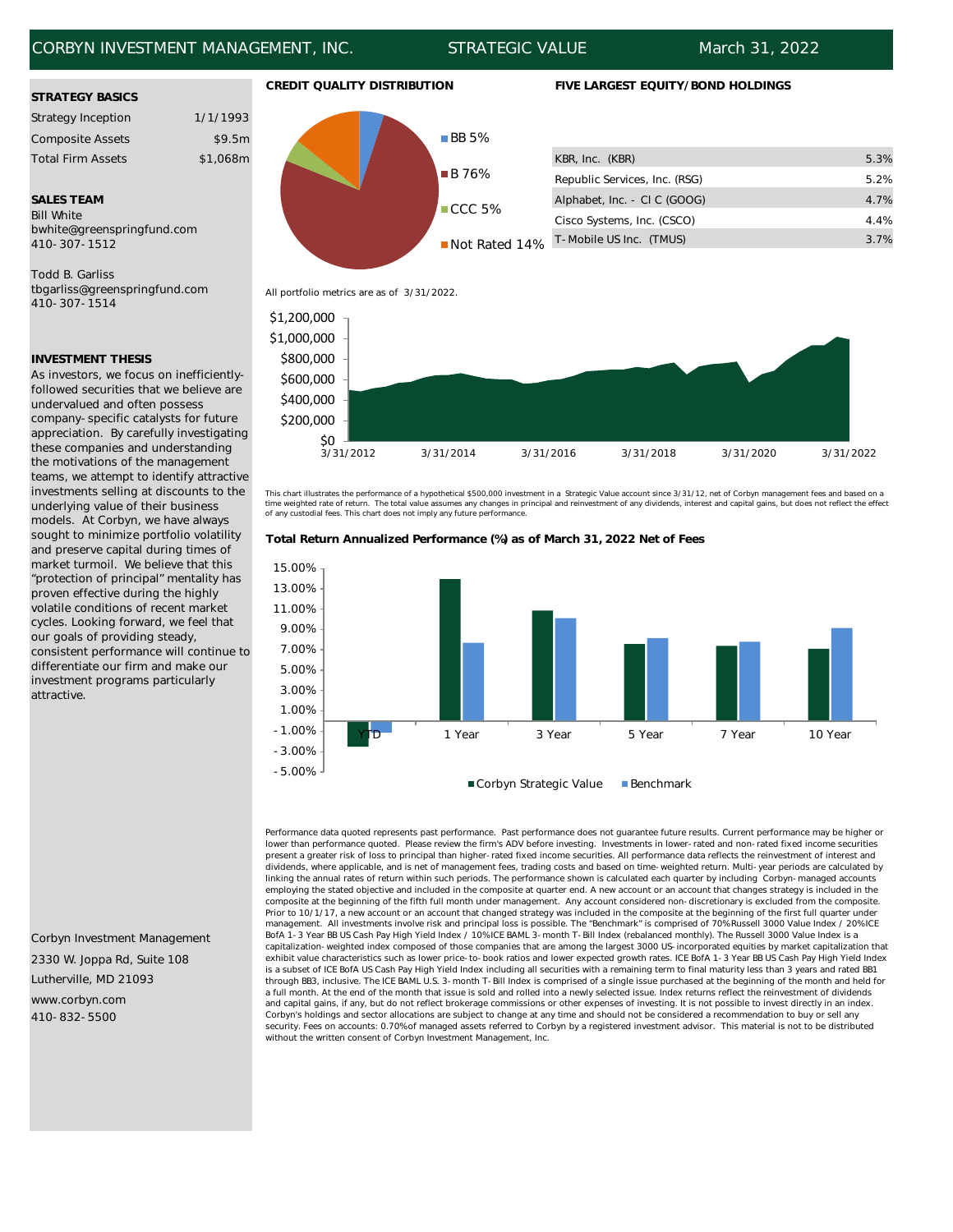CORBYN INVESTMENT MANAGEMENT, INC. | STRATEGIC VALUE | March 31, 2022

### STRATEGY BASICS

| | |
|---|---|
| Strategy Inception | 1/1/1993 |
| Composite Assets | $9.5m |
| Total Firm Assets | $1,068m |

### SALES TEAM

Bill White
bwhite@greenspringfund.com
410-307-1512

Todd B. Garliss
tbgarliss@greenspringfund.com
410-307-1514

### INVESTMENT THESIS

As investors, we focus on inefficiently-followed securities that we believe are undervalued and often possess company-specific catalysts for future appreciation. By carefully investigating these companies and understanding the motivations of the management teams, we attempt to identify attractive investments selling at discounts to the underlying value of their business models. At Corbyn, we have always sought to minimize portfolio volatility and preserve capital during times of market turmoil. We believe that this "protection of principal" mentality has proven effective during the highly volatile conditions of recent market cycles. Looking forward, we feel that our goals of providing steady, consistent performance will continue to differentiate our firm and make our investment programs particularly attractive.

### CREDIT QUALITY DISTRIBUTION

- BB 5%
- B 76%
- CCC 5%
- Not Rated 14%

### FIVE LARGEST EQUITY/BOND HOLDINGS

| | |
|---|---|
| KBR, Inc. (KBR) | 5.3% |
| Republic Services, Inc. (RSG) | 5.2% |
| Alphabet, Inc. - Cl C (GOOG) | 4.7% |
| Cisco Systems, Inc. (CSCO) | 4.4% |
| T-Mobile US Inc. (TMUS) | 3.7% |

All portfolio metrics are as of 3/31/2022.

This chart illustrates the performance of a hypothetical $500,000 investment in a Strategic Value account since 3/31/12, net of Corbyn management fees and based on a time weighted rate of return. The total value assumes any changes in principal and reinvestment of any dividends, interest and capital gains, but does not reflect the effect of any custodial fees. This chart does not imply any future performance.

### Total Return Annualized Performance (%) as of March 31, 2022 Net of Fees

■ Corbyn Strategic Value ■ Benchmark

Performance data quoted represents past performance. Past performance does not guarantee future results. Current performance may be higher or lower than performance quoted. Please review the firm's ADV before investing. Investments in lower-rated and non-rated fixed income securities present a greater risk of loss to principal than higher-rated fixed income securities. All performance data reflects the reinvestment of interest and dividends, where applicable, and is net of management fees, trading costs and based on time-weighted return. Multi-year periods are calculated by linking the annual rates of return within such periods. The performance shown is calculated each quarter by including Corbyn-managed accounts employing the stated objective and included in the composite at quarter end. A new account or an account that changes strategy is included in the composite at the beginning of the fifth full month under management. Any account considered non-discretionary is excluded from the composite. Prior to 10/1/17, a new account or an account that changed strategy was included in the composite at the beginning of the first full quarter under management. All investments involve risk and principal loss is possible. The "Benchmark" is comprised of 70% Russell 3000 Value Index / 20% ICE BofA 1-3 Year BB US Cash Pay High Yield Index / 10% ICE BAML 3-month T-Bill Index (rebalanced monthly). The Russell 3000 Value Index is a capitalization-weighted index composed of those companies that are among the largest 3000 US-incorporated equities by market capitalization that exhibit value characteristics such as lower price-to-book ratios and lower expected growth rates. ICE BofA 1-3 Year BB US Cash Pay High Yield Index is a subset of ICE BofA US Cash Pay High Yield Index including all securities with a remaining term to final maturity less than 3 years and rated BB1 through BB3, inclusive. The ICE BAML U.S. 3-month T-Bill Index is comprised of a single issue purchased at the beginning of the month and held for a full month. At the end of the month that issue is sold and rolled into a newly selected issue. Index returns reflect the reinvestment of dividends and capital gains, if any, but do not reflect brokerage commissions or other expenses of investing. It is not possible to invest directly in an index. Corbyn's holdings and sector allocations are subject to change at any time and should not be considered a recommendation to buy or sell any security. Fees on accounts: 0.70% of managed assets referred to Corbyn by a registered investment advisor. This material is not to be distributed without the written consent of Corbyn Investment Management, Inc.

Corbyn Investment Management
2330 W. Joppa Rd, Suite 108
Lutherville, MD 21093
www.corbyn.com
410-832-5500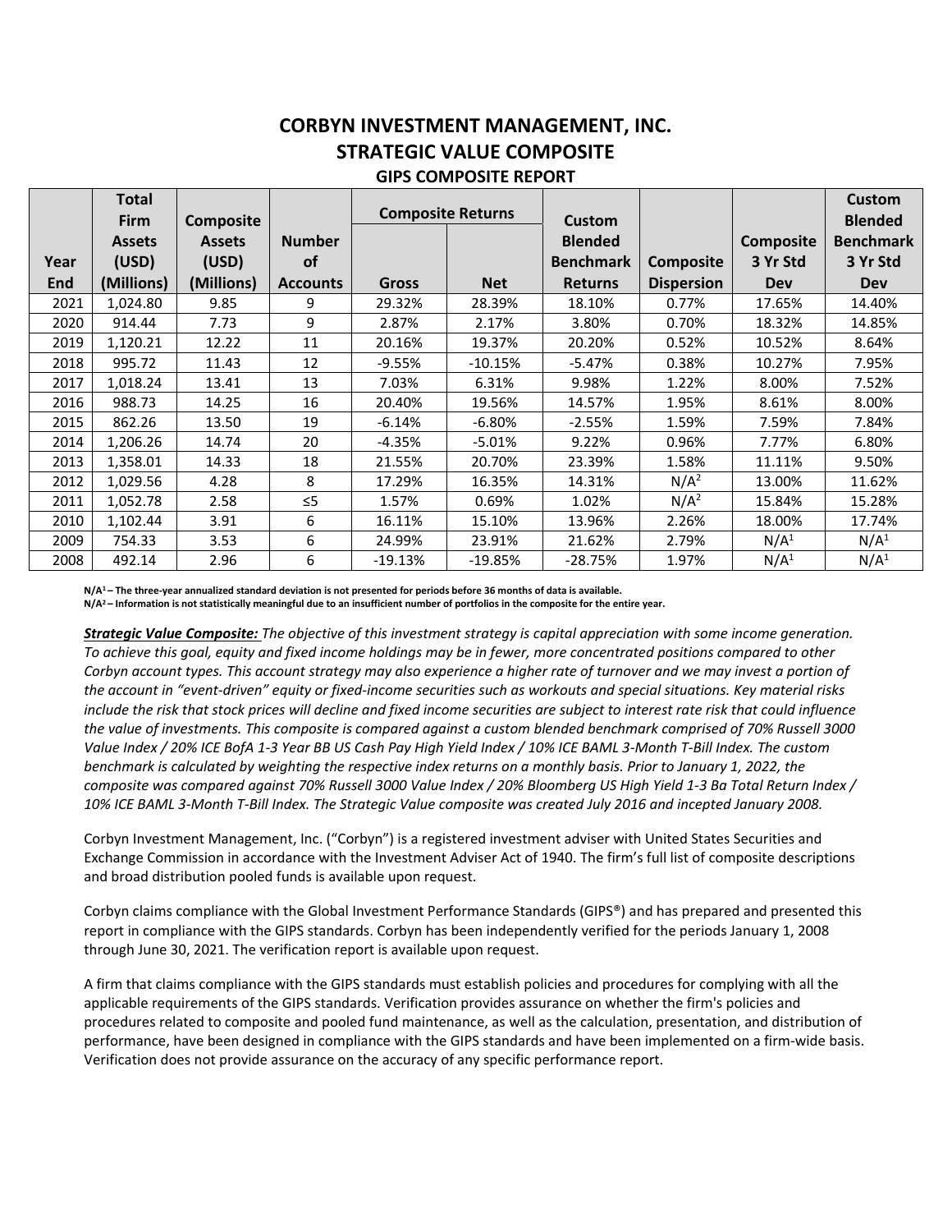# CORBYN INVESTMENT MANAGEMENT, INC.
## STRATEGIC VALUE COMPOSITE
### GIPS COMPOSITE REPORT

| Year End | Total Firm Assets (USD) (Millions) | Composite Assets (USD) (Millions) | Number of Accounts | Composite Returns | | Custom Blended Benchmark Returns | Composite Dispersion | Composite 3 Yr Std Dev | Custom Blended Benchmark 3 Yr Std Dev |
|---|---|---|---|---|---|---|---|---|---|
| | | | | Gross | Net | | | | |
| 2021 | 1,024.80 | 9.85 | 9 | 29.32% | 28.39% | 18.10% | 0.77% | 17.65% | 14.40% |
| 2020 | 914.44 | 7.73 | 9 | 2.87% | 2.17% | 3.80% | 0.70% | 18.32% | 14.85% |
| 2019 | 1,120.21 | 12.22 | 11 | 20.16% | 19.37% | 20.20% | 0.52% | 10.52% | 8.64% |
| 2018 | 995.72 | 11.43 | 12 | -9.55% | -10.15% | -5.47% | 0.38% | 10.27% | 7.95% |
| 2017 | 1,018.24 | 13.41 | 13 | 7.03% | 6.31% | 9.98% | 1.22% | 8.00% | 7.52% |
| 2016 | 988.73 | 14.25 | 16 | 20.40% | 19.56% | 14.57% | 1.95% | 8.61% | 8.00% |
| 2015 | 862.26 | 13.50 | 19 | -6.14% | -6.80% | -2.55% | 1.59% | 7.59% | 7.84% |
| 2014 | 1,206.26 | 14.74 | 20 | -4.35% | -5.01% | 9.22% | 0.96% | 7.77% | 6.80% |
| 2013 | 1,358.01 | 14.33 | 18 | 21.55% | 20.70% | 23.39% | 1.58% | 11.11% | 9.50% |
| 2012 | 1,029.56 | 4.28 | 8 | 17.29% | 16.35% | 14.31% | N/A[2] | 13.00% | 11.62% |
| 2011 | 1,052.78 | 2.58 | ≤5 | 1.57% | 0.69% | 1.02% | N/A[2] | 15.84% | 15.28% |
| 2010 | 1,102.44 | 3.91 | 6 | 16.11% | 15.10% | 13.96% | 2.26% | 18.00% | 17.74% |
| 2009 | 754.33 | 3.53 | 6 | 24.99% | 23.91% | 21.62% | 2.79% | N/A[1] | N/A[1] |
| 2008 | 492.14 | 2.96 | 6 | -19.13% | -19.85% | -28.75% | 1.97% | N/A[1] | N/A[1] |

**N/A[1] – The three-year annualized standard deviation is not presented for periods before 36 months of data is available.**
**N/A[2] – Information is not statistically meaningful due to an insufficient number of portfolios in the composite for the entire year.**

***Strategic Value Composite:*** *The objective of this investment strategy is capital appreciation with some income generation. To achieve this goal, equity and fixed income holdings may be in fewer, more concentrated positions compared to other Corbyn account types. This account strategy may also experience a higher rate of turnover and we may invest a portion of the account in "event-driven" equity or fixed-income securities such as workouts and special situations. Key material risks include the risk that stock prices will decline and fixed income securities are subject to interest rate risk that could influence the value of investments. This composite is compared against a custom blended benchmark comprised of 70% Russell 3000 Value Index / 20% ICE BofA 1-3 Year BB US Cash Pay High Yield Index / 10% ICE BAML 3-Month T-Bill Index. The custom benchmark is calculated by weighting the respective index returns on a monthly basis. Prior to January 1, 2022, the composite was compared against 70% Russell 3000 Value Index / 20% Bloomberg US High Yield 1-3 Ba Total Return Index / 10% ICE BAML 3-Month T-Bill Index. The Strategic Value composite was created July 2016 and incepted January 2008.*

Corbyn Investment Management, Inc. ("Corbyn") is a registered investment adviser with United States Securities and Exchange Commission in accordance with the Investment Adviser Act of 1940. The firm's full list of composite descriptions and broad distribution pooled funds is available upon request.

Corbyn claims compliance with the Global Investment Performance Standards (GIPS®) and has prepared and presented this report in compliance with the GIPS standards. Corbyn has been independently verified for the periods January 1, 2008 through June 30, 2021. The verification report is available upon request.

A firm that claims compliance with the GIPS standards must establish policies and procedures for complying with all the applicable requirements of the GIPS standards. Verification provides assurance on whether the firm's policies and procedures related to composite and pooled fund maintenance, as well as the calculation, presentation, and distribution of performance, have been designed in compliance with the GIPS standards and have been implemented on a firm-wide basis. Verification does not provide assurance on the accuracy of any specific performance report.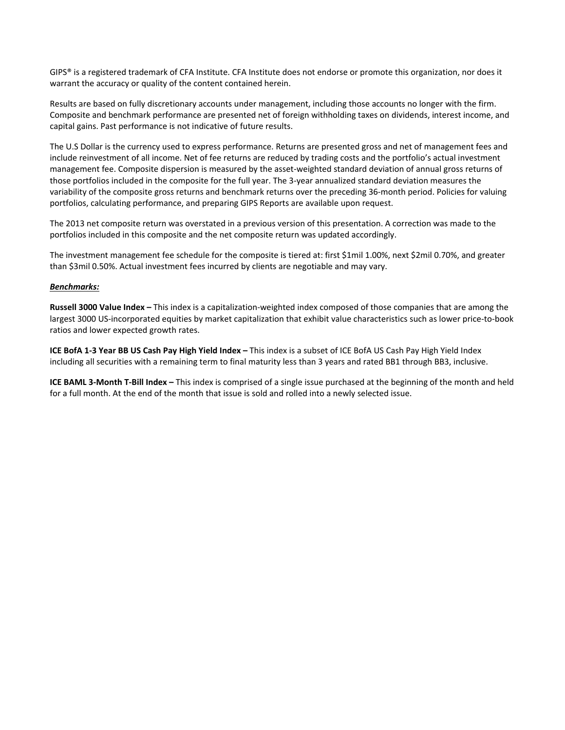GIPS® is a registered trademark of CFA Institute. CFA Institute does not endorse or promote this organization, nor does it warrant the accuracy or quality of the content contained herein.

Results are based on fully discretionary accounts under management, including those accounts no longer with the firm. Composite and benchmark performance are presented net of foreign withholding taxes on dividends, interest income, and capital gains. Past performance is not indicative of future results.

The U.S Dollar is the currency used to express performance. Returns are presented gross and net of management fees and include reinvestment of all income. Net of fee returns are reduced by trading costs and the portfolio's actual investment management fee. Composite dispersion is measured by the asset-weighted standard deviation of annual gross returns of those portfolios included in the composite for the full year. The 3-year annualized standard deviation measures the variability of the composite gross returns and benchmark returns over the preceding 36-month period. Policies for valuing portfolios, calculating performance, and preparing GIPS Reports are available upon request.

The 2013 net composite return was overstated in a previous version of this presentation. A correction was made to the portfolios included in this composite and the net composite return was updated accordingly.

The investment management fee schedule for the composite is tiered at: first $1mil 1.00%, next $2mil 0.70%, and greater than $3mil 0.50%. Actual investment fees incurred by clients are negotiable and may vary.

***Benchmarks:***

**Russell 3000 Value Index –** This index is a capitalization-weighted index composed of those companies that are among the largest 3000 US-incorporated equities by market capitalization that exhibit value characteristics such as lower price-to-book ratios and lower expected growth rates.

**ICE BofA 1-3 Year BB US Cash Pay High Yield Index –** This index is a subset of ICE BofA US Cash Pay High Yield Index including all securities with a remaining term to final maturity less than 3 years and rated BB1 through BB3, inclusive.

**ICE BAML 3-Month T-Bill Index –** This index is comprised of a single issue purchased at the beginning of the month and held for a full month. At the end of the month that issue is sold and rolled into a newly selected issue.